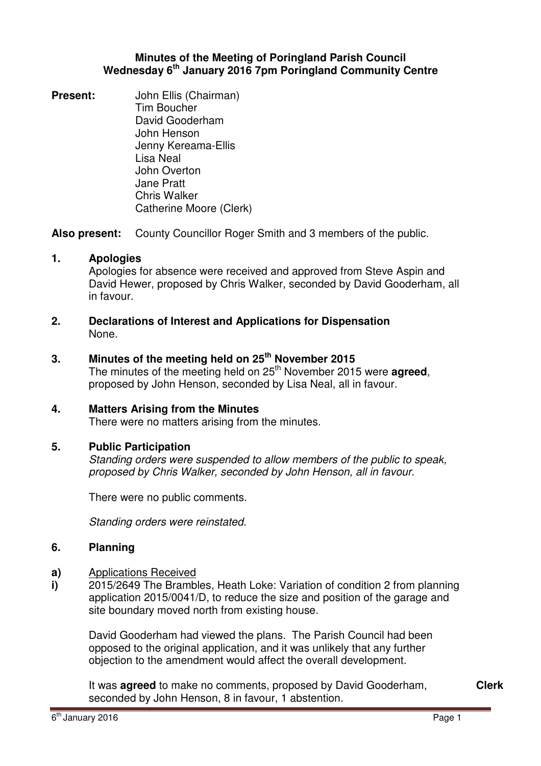# Minutes of the Meeting of Poringland Parish Council
## Wednesday 6th January 2016 7pm Poringland Community Centre

**Present:**
John Ellis (Chairman)
Tim Boucher
David Gooderham
John Henson
Jenny Kereama-Ellis
Lisa Neal
John Overton
Jane Pratt
Chris Walker
Catherine Moore (Clerk)

**Also present:** County Councillor Roger Smith and 3 members of the public.

### 1. Apologies

Apologies for absence were received and approved from Steve Aspin and David Hewer, proposed by Chris Walker, seconded by David Gooderham, all in favour.

### 2. Declarations of Interest and Applications for Dispensation

None.

### 3. Minutes of the meeting held on 25th November 2015

The minutes of the meeting held on 25th November 2015 were **agreed**, proposed by John Henson, seconded by Lisa Neal, all in favour.

### 4. Matters Arising from the Minutes

There were no matters arising from the minutes.

### 5. Public Participation

*Standing orders were suspended to allow members of the public to speak, proposed by Chris Walker, seconded by John Henson, all in favour.*

There were no public comments.

*Standing orders were reinstated.*

### 6. Planning

**a)** Applications Received

**i)** 2015/2649 The Brambles, Heath Loke: Variation of condition 2 from planning application 2015/0041/D, to reduce the size and position of the garage and site boundary moved north from existing house.

David Gooderham had viewed the plans. The Parish Council had been opposed to the original application, and it was unlikely that any further objection to the amendment would affect the overall development.

It was **agreed** to make no comments, proposed by David Gooderham, seconded by John Henson, 8 in favour, 1 abstention. **Clerk**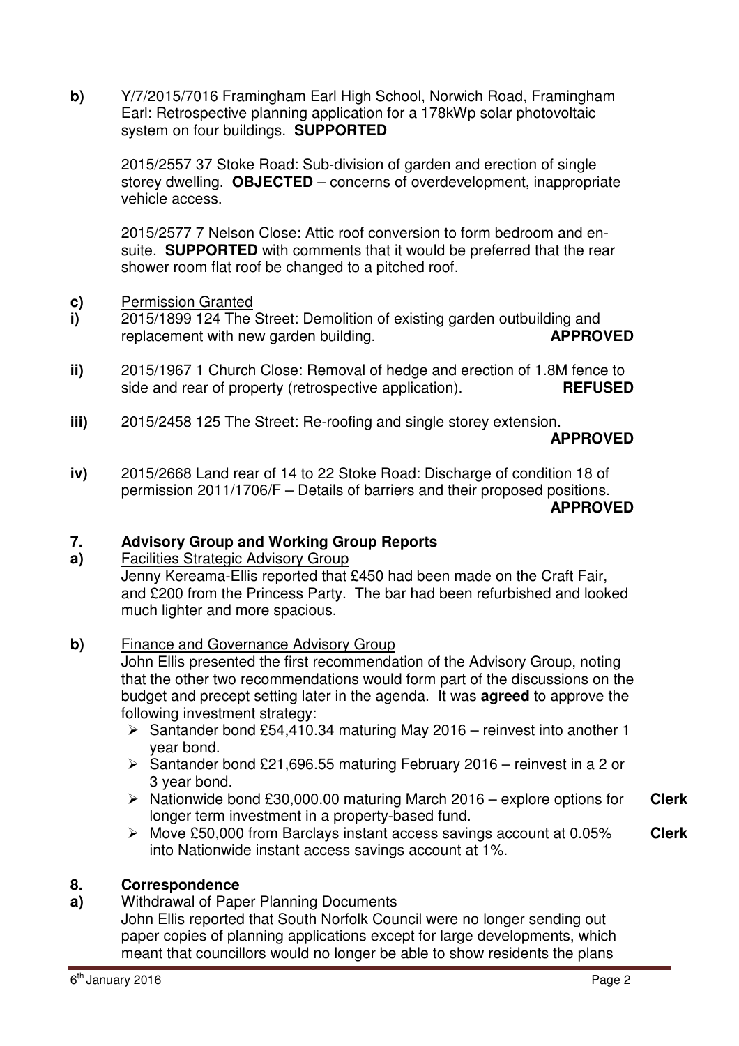**b)** Y/7/2015/7016 Framingham Earl High School, Norwich Road, Framingham Earl: Retrospective planning application for a 178kWp solar photovoltaic system on four buildings. **SUPPORTED**

2015/2557 37 Stoke Road: Sub-division of garden and erection of single storey dwelling. **OBJECTED** – concerns of overdevelopment, inappropriate vehicle access.

2015/2577 7 Nelson Close: Attic roof conversion to form bedroom and en-suite. **SUPPORTED** with comments that it would be preferred that the rear shower room flat roof be changed to a pitched roof.

**c)** Permission Granted

**i)** 2015/1899 124 The Street: Demolition of existing garden outbuilding and replacement with new garden building. **APPROVED**

**ii)** 2015/1967 1 Church Close: Removal of hedge and erection of 1.8M fence to side and rear of property (retrospective application). **REFUSED**

**iii)** 2015/2458 125 The Street: Re-roofing and single storey extension. **APPROVED**

**iv)** 2015/2668 Land rear of 14 to 22 Stoke Road: Discharge of condition 18 of permission 2011/1706/F – Details of barriers and their proposed positions. **APPROVED**

## 7. Advisory Group and Working Group Reports

**a)** Facilities Strategic Advisory Group

Jenny Kereama-Ellis reported that £450 had been made on the Craft Fair, and £200 from the Princess Party. The bar had been refurbished and looked much lighter and more spacious.

**b)** Finance and Governance Advisory Group

John Ellis presented the first recommendation of the Advisory Group, noting that the other two recommendations would form part of the discussions on the budget and precept setting later in the agenda. It was **agreed** to approve the following investment strategy:

- Santander bond £54,410.34 maturing May 2016 – reinvest into another 1 year bond.
- Santander bond £21,696.55 maturing February 2016 – reinvest in a 2 or 3 year bond.
- Nationwide bond £30,000.00 maturing March 2016 – explore options for longer term investment in a property-based fund. **Clerk**
- Move £50,000 from Barclays instant access savings account at 0.05% into Nationwide instant access savings account at 1%. **Clerk**

## 8. Correspondence

**a)** Withdrawal of Paper Planning Documents

John Ellis reported that South Norfolk Council were no longer sending out paper copies of planning applications except for large developments, which meant that councillors would no longer be able to show residents the plans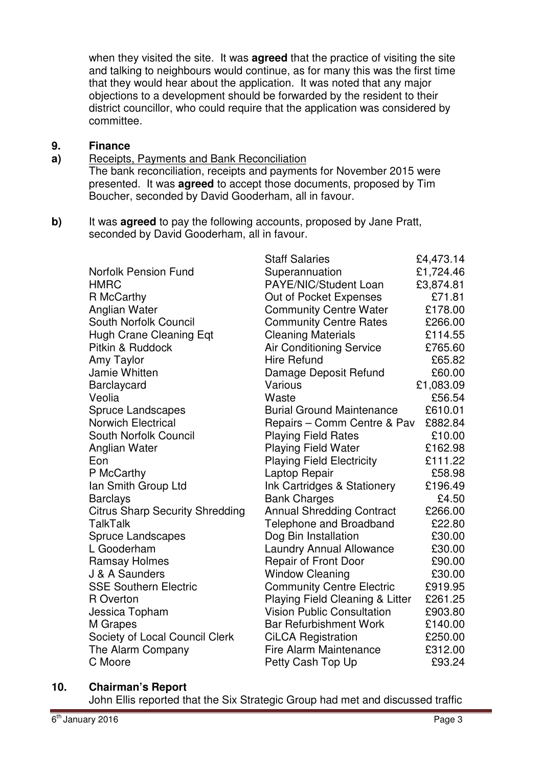when they visited the site. It was **agreed** that the practice of visiting the site and talking to neighbours would continue, as for many this was the first time that they would hear about the application. It was noted that any major objections to a development should be forwarded by the resident to their district councillor, who could require that the application was considered by committee.

## 9. Finance

**a)** Receipts, Payments and Bank Reconciliation

The bank reconciliation, receipts and payments for November 2015 were presented. It was **agreed** to accept those documents, proposed by Tim Boucher, seconded by David Gooderham, all in favour.

**b)** It was **agreed** to pay the following accounts, proposed by Jane Pratt, seconded by David Gooderham, all in favour.

| | | |
|---|---|---|
| | Staff Salaries | £4,473.14 |
| Norfolk Pension Fund | Superannuation | £1,724.46 |
| HMRC | PAYE/NIC/Student Loan | £3,874.81 |
| R McCarthy | Out of Pocket Expenses | £71.81 |
| Anglian Water | Community Centre Water | £178.00 |
| South Norfolk Council | Community Centre Rates | £266.00 |
| Hugh Crane Cleaning Eqt | Cleaning Materials | £114.55 |
| Pitkin & Ruddock | Air Conditioning Service | £765.60 |
| Amy Taylor | Hire Refund | £65.82 |
| Jamie Whitten | Damage Deposit Refund | £60.00 |
| Barclaycard | Various | £1,083.09 |
| Veolia | Waste | £56.54 |
| Spruce Landscapes | Burial Ground Maintenance | £610.01 |
| Norwich Electrical | Repairs – Comm Centre & Pav | £882.84 |
| South Norfolk Council | Playing Field Rates | £10.00 |
| Anglian Water | Playing Field Water | £162.98 |
| Eon | Playing Field Electricity | £111.22 |
| P McCarthy | Laptop Repair | £58.98 |
| Ian Smith Group Ltd | Ink Cartridges & Stationery | £196.49 |
| Barclays | Bank Charges | £4.50 |
| Citrus Sharp Security Shredding | Annual Shredding Contract | £266.00 |
| TalkTalk | Telephone and Broadband | £22.80 |
| Spruce Landscapes | Dog Bin Installation | £30.00 |
| L Gooderham | Laundry Annual Allowance | £30.00 |
| Ramsay Holmes | Repair of Front Door | £90.00 |
| J & A Saunders | Window Cleaning | £30.00 |
| SSE Southern Electric | Community Centre Electric | £919.95 |
| R Overton | Playing Field Cleaning & Litter | £261.25 |
| Jessica Topham | Vision Public Consultation | £903.80 |
| M Grapes | Bar Refurbishment Work | £140.00 |
| Society of Local Council Clerk | CiLCA Registration | £250.00 |
| The Alarm Company | Fire Alarm Maintenance | £312.00 |
| C Moore | Petty Cash Top Up | £93.24 |

## 10. Chairman's Report

John Ellis reported that the Six Strategic Group had met and discussed traffic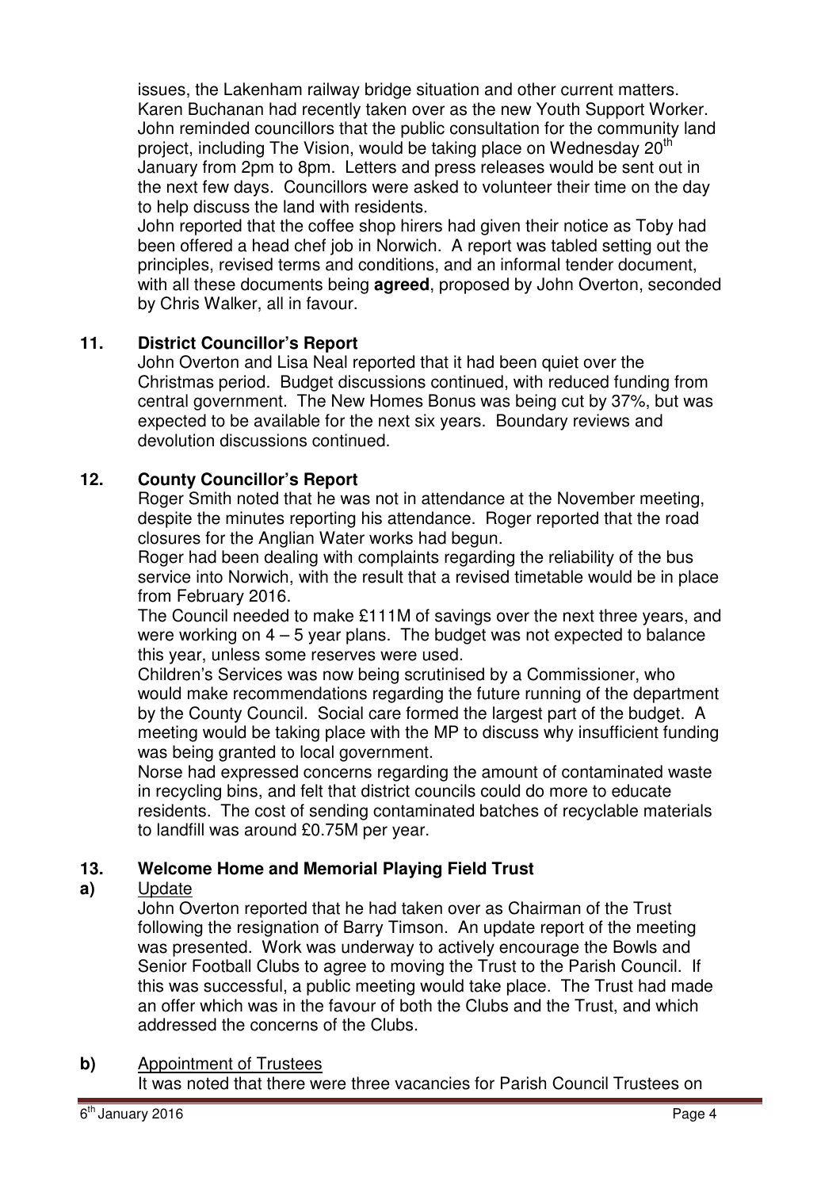issues, the Lakenham railway bridge situation and other current matters. Karen Buchanan had recently taken over as the new Youth Support Worker. John reminded councillors that the public consultation for the community land project, including The Vision, would be taking place on Wednesday 20th January from 2pm to 8pm. Letters and press releases would be sent out in the next few days. Councillors were asked to volunteer their time on the day to help discuss the land with residents.

John reported that the coffee shop hirers had given their notice as Toby had been offered a head chef job in Norwich. A report was tabled setting out the principles, revised terms and conditions, and an informal tender document, with all these documents being **agreed**, proposed by John Overton, seconded by Chris Walker, all in favour.

## 11. District Councillor's Report

John Overton and Lisa Neal reported that it had been quiet over the Christmas period. Budget discussions continued, with reduced funding from central government. The New Homes Bonus was being cut by 37%, but was expected to be available for the next six years. Boundary reviews and devolution discussions continued.

## 12. County Councillor's Report

Roger Smith noted that he was not in attendance at the November meeting, despite the minutes reporting his attendance. Roger reported that the road closures for the Anglian Water works had begun.

Roger had been dealing with complaints regarding the reliability of the bus service into Norwich, with the result that a revised timetable would be in place from February 2016.

The Council needed to make £111M of savings over the next three years, and were working on 4 – 5 year plans. The budget was not expected to balance this year, unless some reserves were used.

Children's Services was now being scrutinised by a Commissioner, who would make recommendations regarding the future running of the department by the County Council. Social care formed the largest part of the budget. A meeting would be taking place with the MP to discuss why insufficient funding was being granted to local government.

Norse had expressed concerns regarding the amount of contaminated waste in recycling bins, and felt that district councils could do more to educate residents. The cost of sending contaminated batches of recyclable materials to landfill was around £0.75M per year.

## 13. Welcome Home and Memorial Playing Field Trust

**a)** Update

John Overton reported that he had taken over as Chairman of the Trust following the resignation of Barry Timson. An update report of the meeting was presented. Work was underway to actively encourage the Bowls and Senior Football Clubs to agree to moving the Trust to the Parish Council. If this was successful, a public meeting would take place. The Trust had made an offer which was in the favour of both the Clubs and the Trust, and which addressed the concerns of the Clubs.

**b)** Appointment of Trustees

It was noted that there were three vacancies for Parish Council Trustees on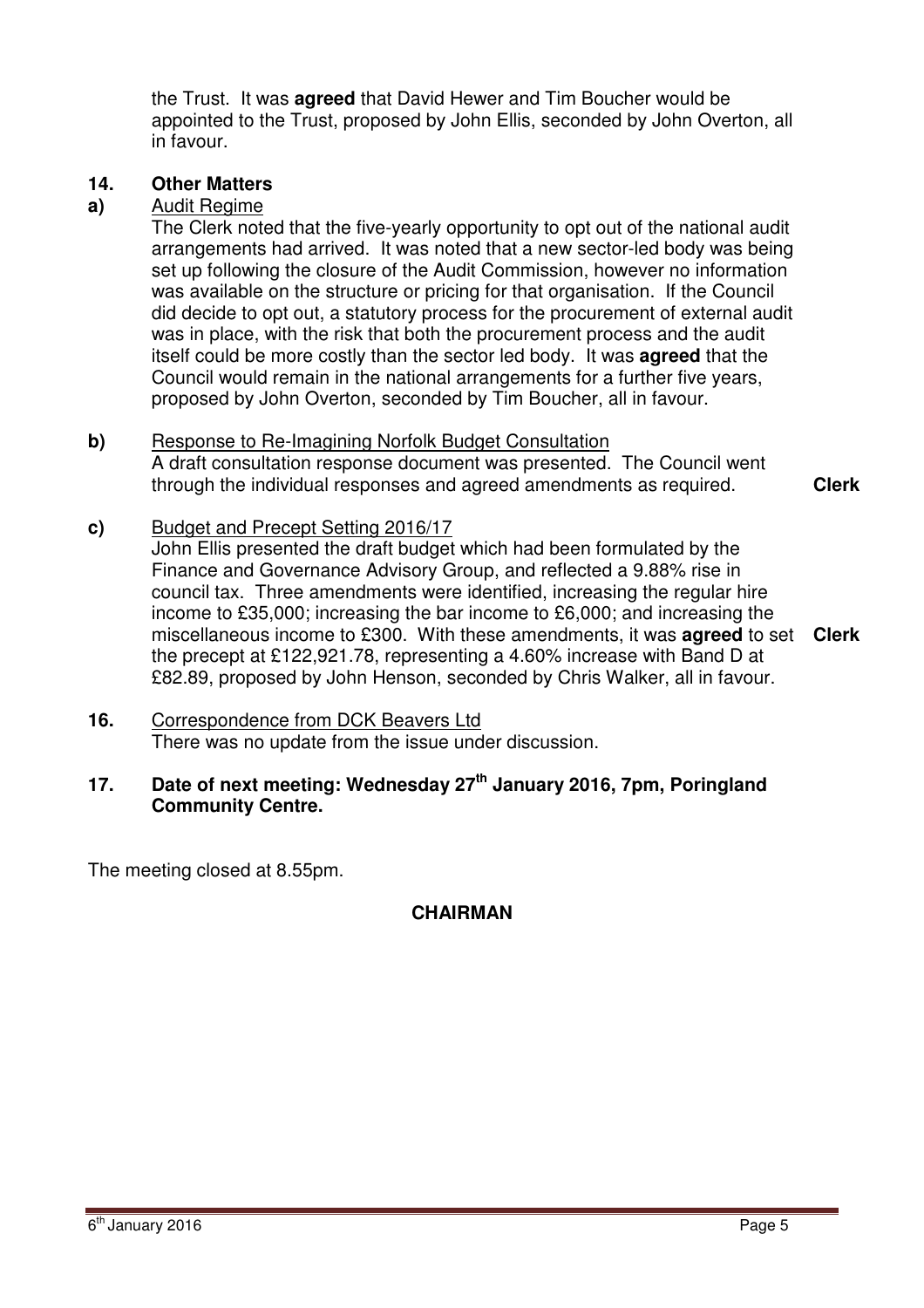the Trust. It was **agreed** that David Hewer and Tim Boucher would be appointed to the Trust, proposed by John Ellis, seconded by John Overton, all in favour.

## 14. Other Matters

**a)** Audit Regime

The Clerk noted that the five-yearly opportunity to opt out of the national audit arrangements had arrived. It was noted that a new sector-led body was being set up following the closure of the Audit Commission, however no information was available on the structure or pricing for that organisation. If the Council did decide to opt out, a statutory process for the procurement of external audit was in place, with the risk that both the procurement process and the audit itself could be more costly than the sector led body. It was **agreed** that the Council would remain in the national arrangements for a further five years, proposed by John Overton, seconded by Tim Boucher, all in favour.

**b)** Response to Re-Imagining Norfolk Budget Consultation

A draft consultation response document was presented. The Council went through the individual responses and agreed amendments as required. **Clerk**

**c)** Budget and Precept Setting 2016/17

John Ellis presented the draft budget which had been formulated by the Finance and Governance Advisory Group, and reflected a 9.88% rise in council tax. Three amendments were identified, increasing the regular hire income to £35,000; increasing the bar income to £6,000; and increasing the miscellaneous income to £300. With these amendments, it was **agreed** to set the precept at £122,921.78, representing a 4.60% increase with Band D at £82.89, proposed by John Henson, seconded by Chris Walker, all in favour. **Clerk**

**16.** Correspondence from DCK Beavers Ltd

There was no update from the issue under discussion.

## 17. Date of next meeting: Wednesday 27th January 2016, 7pm, Poringland Community Centre.

The meeting closed at 8.55pm.

**CHAIRMAN**